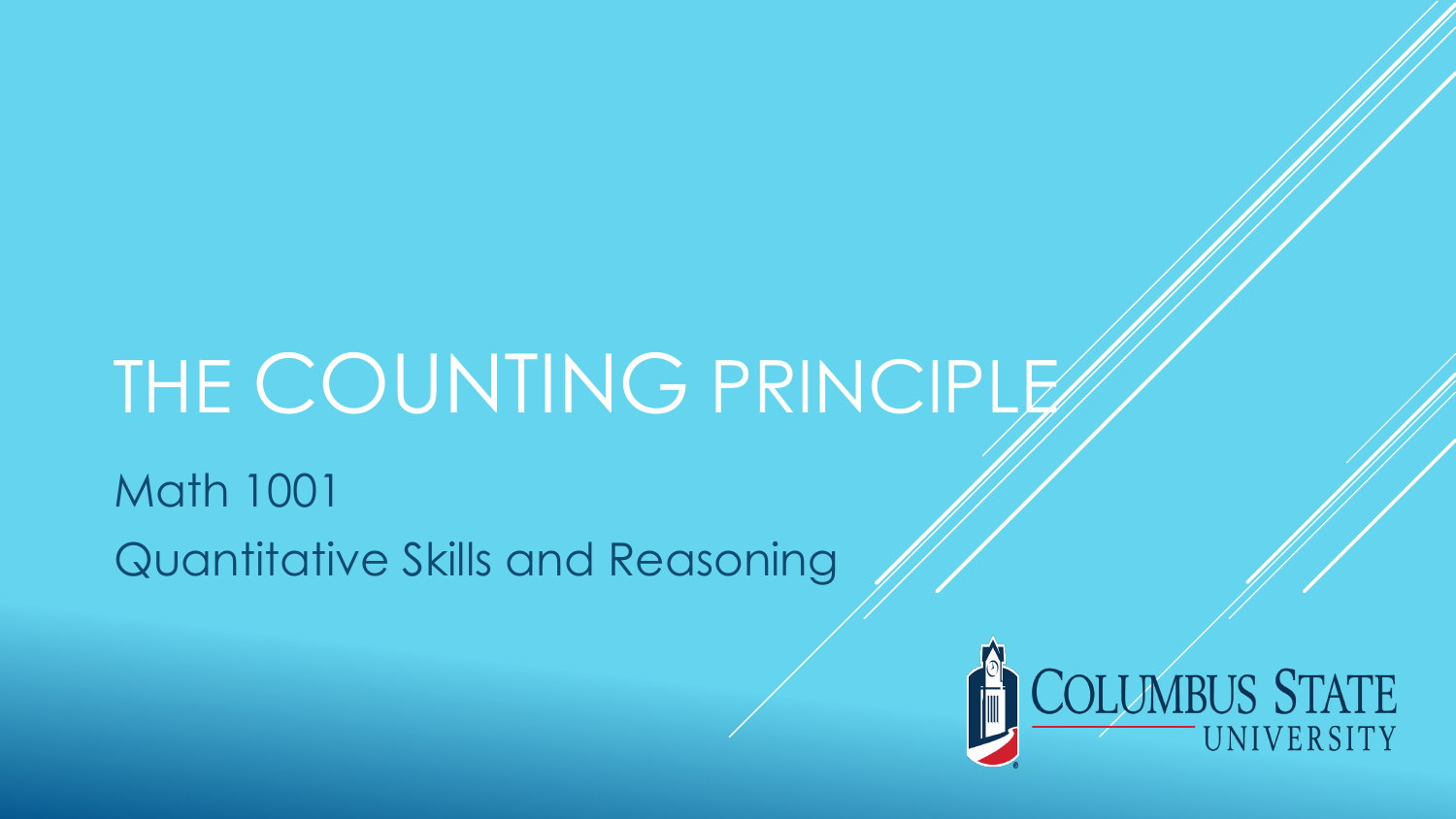# THE COUNTING PRINCIPLE

Math 1001

Quantitative Skills and Reasoning

COLUMBUS STATE UNIVERSITY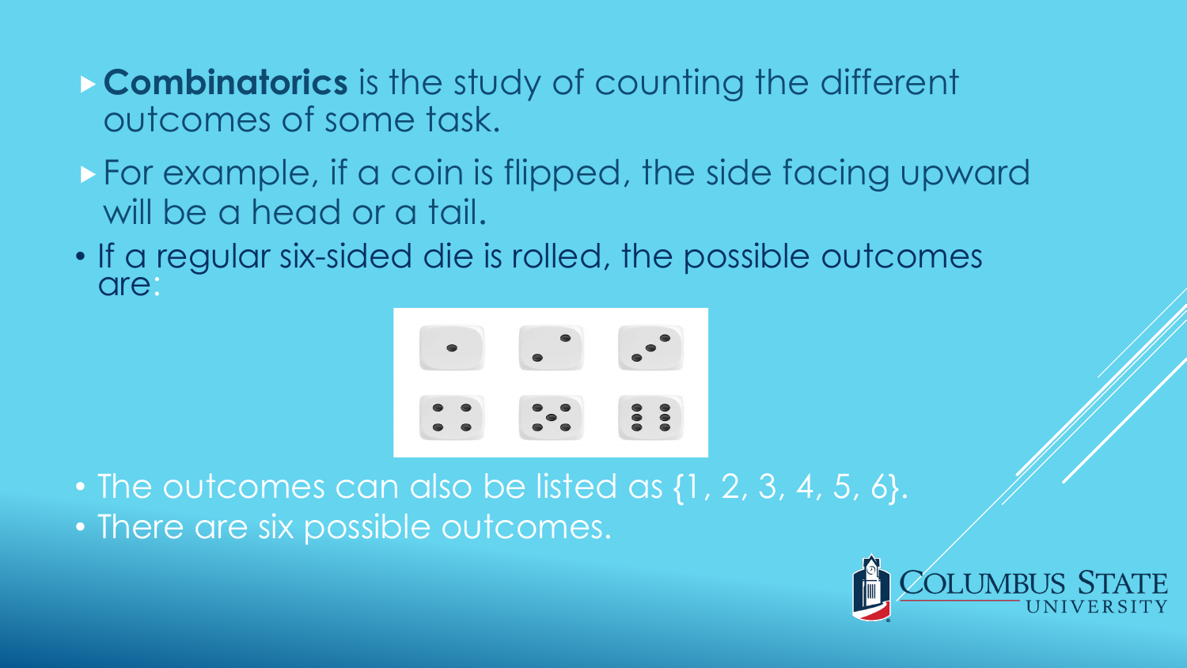- **Combinatorics** is the study of counting the different outcomes of some task.
- For example, if a coin is flipped, the side facing upward will be a head or a tail.
- If a regular six-sided die is rolled, the possible outcomes are:
- The outcomes can also be listed as {1, 2, 3, 4, 5, 6}.
- There are six possible outcomes.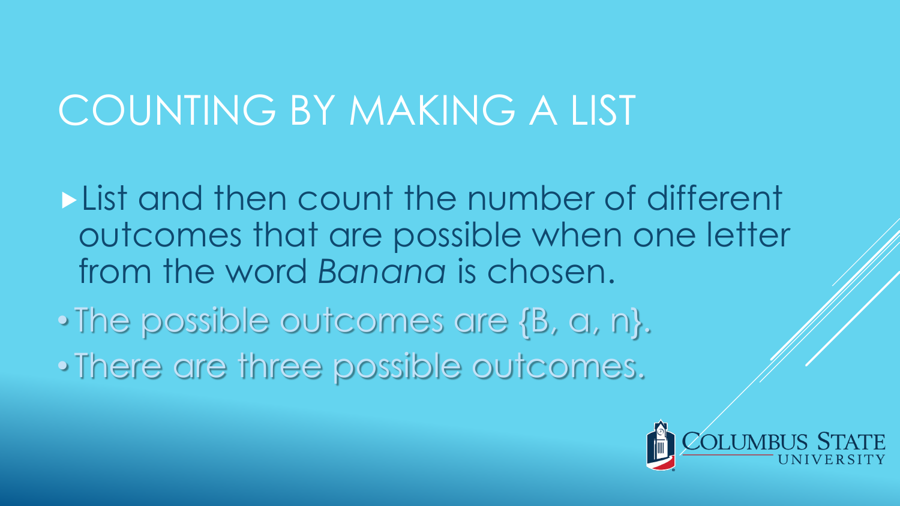# COUNTING BY MAKING A LIST

- List and then count the number of different outcomes that are possible when one letter from the word *Banana* is chosen.
  - The possible outcomes are {B, a, n}.
  - There are three possible outcomes.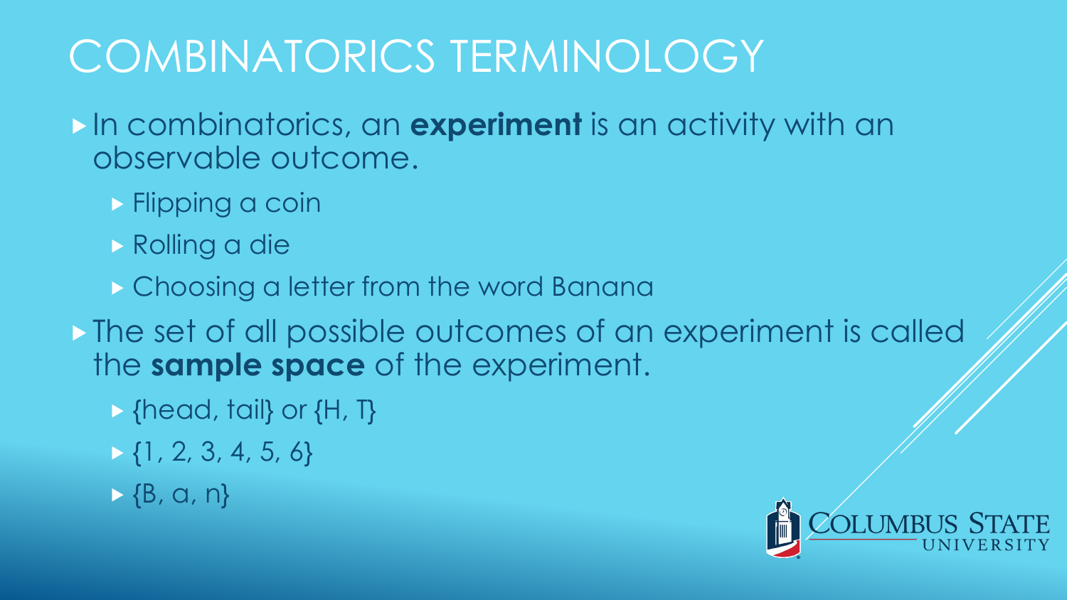# COMBINATORICS TERMINOLOGY

- In combinatorics, an **experiment** is an activity with an observable outcome.
  - Flipping a coin
  - Rolling a die
  - Choosing a letter from the word Banana
- The set of all possible outcomes of an experiment is called the **sample space** of the experiment.
  - {head, tail} or {H, T}
  - {1, 2, 3, 4, 5, 6}
  - {B, a, n}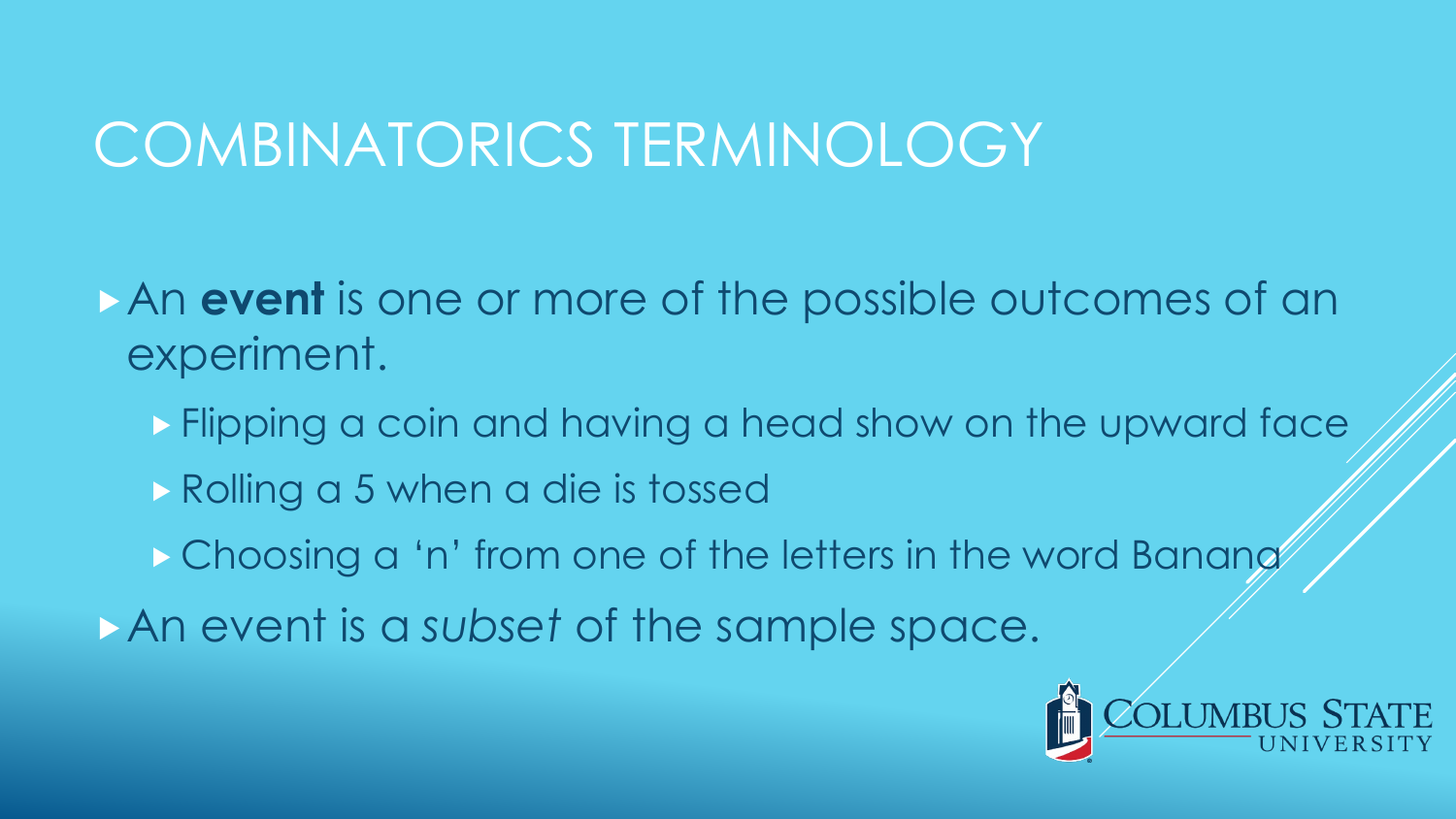# COMBINATORICS TERMINOLOGY

- An **event** is one or more of the possible outcomes of an experiment.
  - Flipping a coin and having a head show on the upward face
  - Rolling a 5 when a die is tossed
  - Choosing a 'n' from one of the letters in the word Banana
- An event is a *subset* of the sample space.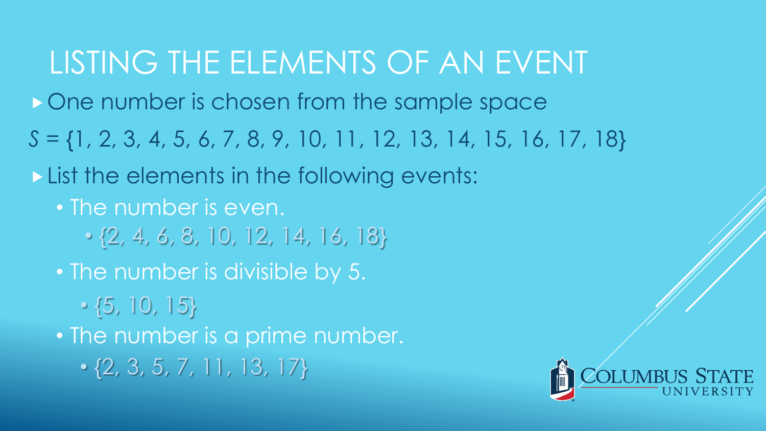# LISTING THE ELEMENTS OF AN EVENT

- One number is chosen from the sample space

$S$ = {1, 2, 3, 4, 5, 6, 7, 8, 9, 10, 11, 12, 13, 14, 15, 16, 17, 18}

- List the elements in the following events:
  - The number is even.
    - {2, 4, 6, 8, 10, 12, 14, 16, 18}
  - The number is divisible by 5.
    - {5, 10, 15}
  - The number is a prime number.
    - {2, 3, 5, 7, 11, 13, 17}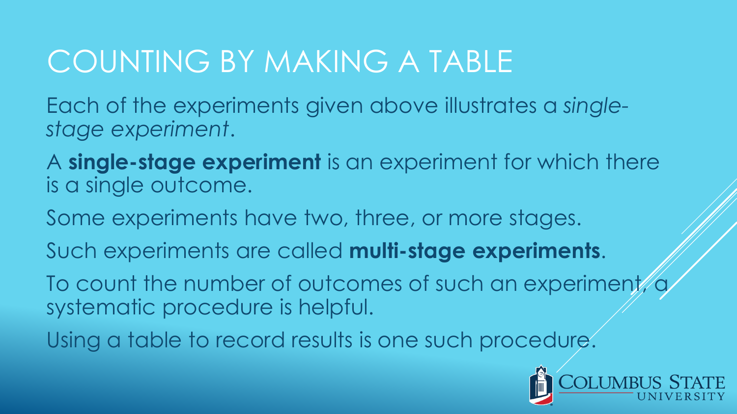# COUNTING BY MAKING A TABLE

Each of the experiments given above illustrates a *single-stage experiment*.

A **single-stage experiment** is an experiment for which there is a single outcome.

Some experiments have two, three, or more stages.

Such experiments are called **multi-stage experiments**.

To count the number of outcomes of such an experiment, a systematic procedure is helpful.

Using a table to record results is one such procedure.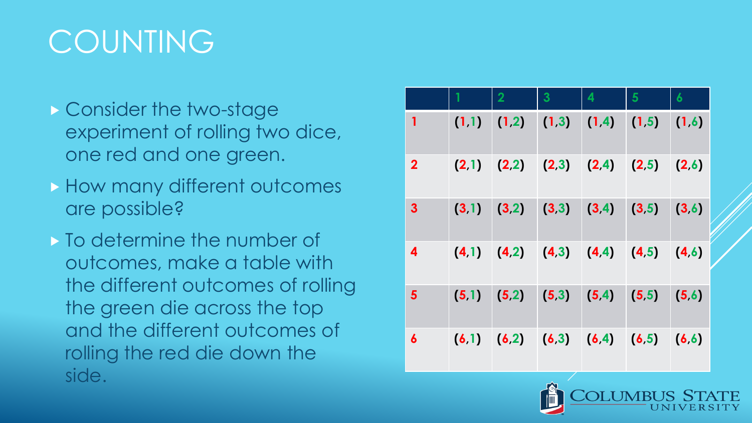# COUNTING

- Consider the two-stage experiment of rolling two dice, one red and one green.
- How many different outcomes are possible?
- To determine the number of outcomes, make a table with the different outcomes of rolling the green die across the top and the different outcomes of rolling the red die down the side.

| | 1 | 2 | 3 | 4 | 5 | 6 |
|---|---|---|---|---|---|---|
| 1 | (1,1) | (1,2) | (1,3) | (1,4) | (1,5) | (1,6) |
| 2 | (2,1) | (2,2) | (2,3) | (2,4) | (2,5) | (2,6) |
| 3 | (3,1) | (3,2) | (3,3) | (3,4) | (3,5) | (3,6) |
| 4 | (4,1) | (4,2) | (4,3) | (4,4) | (4,5) | (4,6) |
| 5 | (5,1) | (5,2) | (5,3) | (5,4) | (5,5) | (5,6) |
| 6 | (6,1) | (6,2) | (6,3) | (6,4) | (6,5) | (6,6) |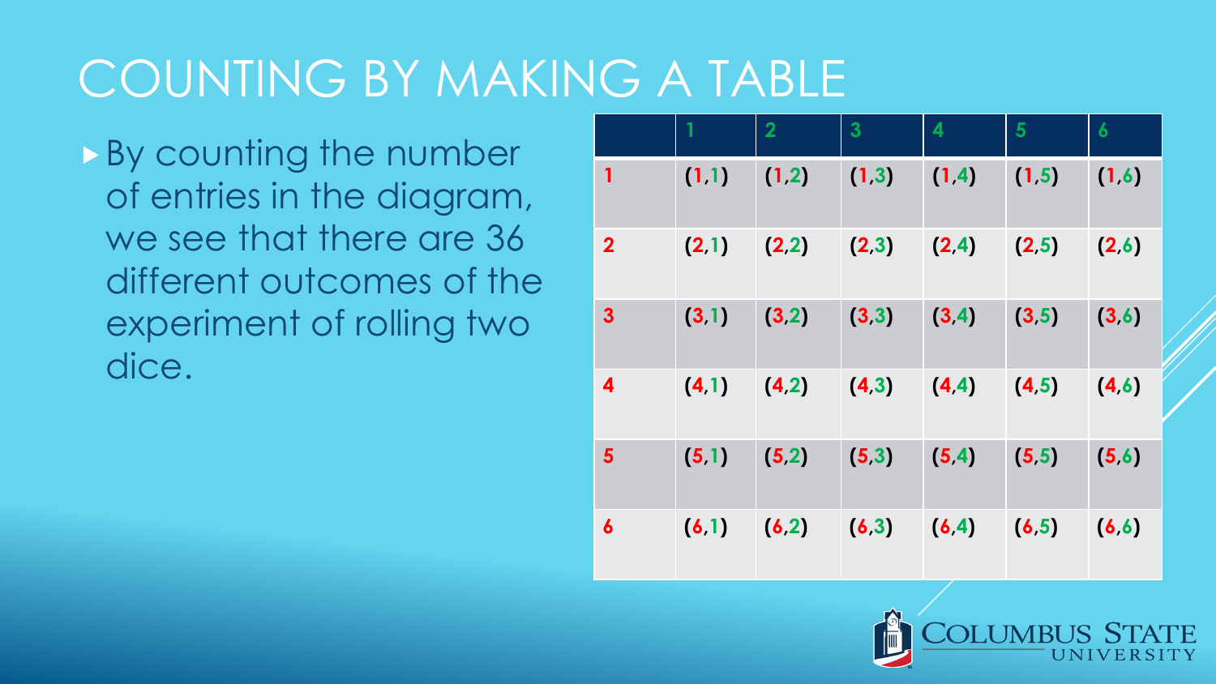# COUNTING BY MAKING A TABLE

- By counting the number of entries in the diagram, we see that there are 36 different outcomes of the experiment of rolling two dice.

| | 1 | 2 | 3 | 4 | 5 | 6 |
|---|---|---|---|---|---|---|
| 1 | (1,1) | (1,2) | (1,3) | (1,4) | (1,5) | (1,6) |
| 2 | (2,1) | (2,2) | (2,3) | (2,4) | (2,5) | (2,6) |
| 3 | (3,1) | (3,2) | (3,3) | (3,4) | (3,5) | (3,6) |
| 4 | (4,1) | (4,2) | (4,3) | (4,4) | (4,5) | (4,6) |
| 5 | (5,1) | (5,2) | (5,3) | (5,4) | (5,5) | (5,6) |
| 6 | (6,1) | (6,2) | (6,3) | (6,4) | (6,5) | (6,6) |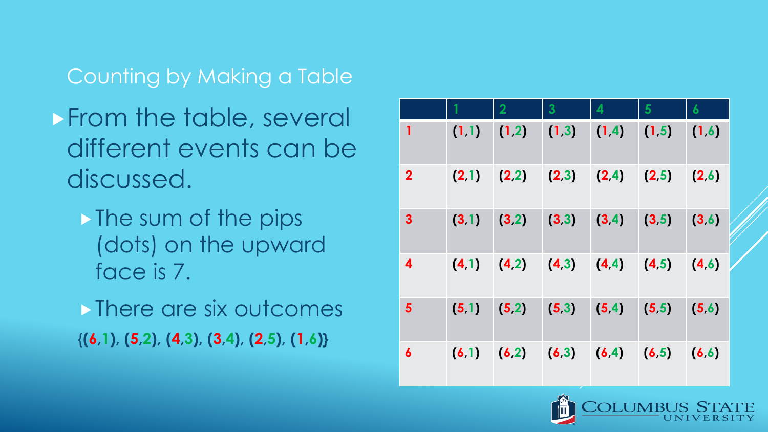## Counting by Making a Table

- From the table, several different events can be discussed.
  - The sum of the pips (dots) on the upward face is 7.
  - There are six outcomes

**{(6,1), (5,2), (4,3), (3,4), (2,5), (1,6)}**

| | 1 | 2 | 3 | 4 | 5 | 6 |
|---|---|---|---|---|---|---|
| 1 | (1,1) | (1,2) | (1,3) | (1,4) | (1,5) | (1,6) |
| 2 | (2,1) | (2,2) | (2,3) | (2,4) | (2,5) | (2,6) |
| 3 | (3,1) | (3,2) | (3,3) | (3,4) | (3,5) | (3,6) |
| 4 | (4,1) | (4,2) | (4,3) | (4,4) | (4,5) | (4,6) |
| 5 | (5,1) | (5,2) | (5,3) | (5,4) | (5,5) | (5,6) |
| 6 | (6,1) | (6,2) | (6,3) | (6,4) | (6,5) | (6,6) |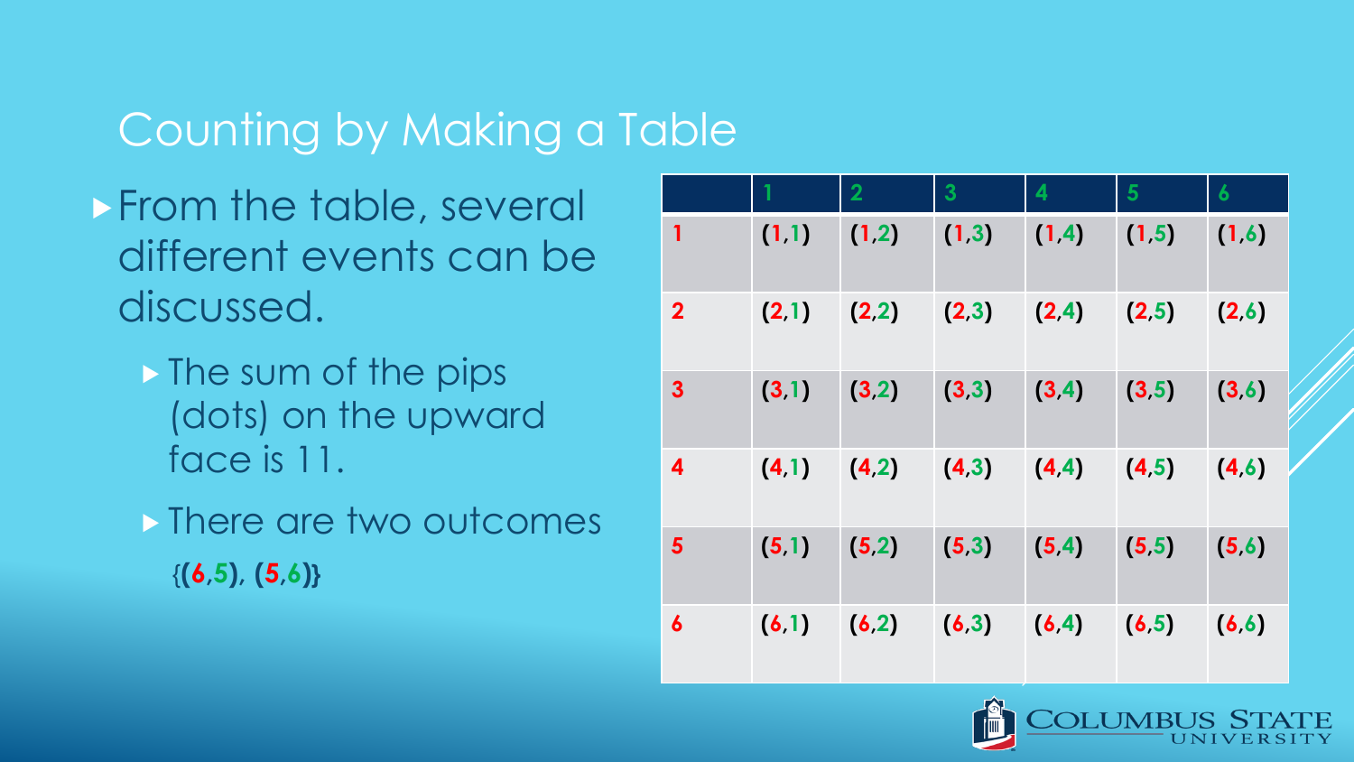## Counting by Making a Table

- From the table, several different events can be discussed.
  - The sum of the pips (dots) on the upward face is 11.
  - There are two outcomes {**(6,5)**, **(5,6)**}

| | 1 | 2 | 3 | 4 | 5 | 6 |
|---|---|---|---|---|---|---|
| **1** | **(1,1)** | **(1,2)** | **(1,3)** | **(1,4)** | **(1,5)** | **(1,6)** |
| **2** | **(2,1)** | **(2,2)** | **(2,3)** | **(2,4)** | **(2,5)** | **(2,6)** |
| **3** | **(3,1)** | **(3,2)** | **(3,3)** | **(3,4)** | **(3,5)** | **(3,6)** |
| **4** | **(4,1)** | **(4,2)** | **(4,3)** | **(4,4)** | **(4,5)** | **(4,6)** |
| **5** | **(5,1)** | **(5,2)** | **(5,3)** | **(5,4)** | **(5,5)** | **(5,6)** |
| **6** | **(6,1)** | **(6,2)** | **(6,3)** | **(6,4)** | **(6,5)** | **(6,6)** |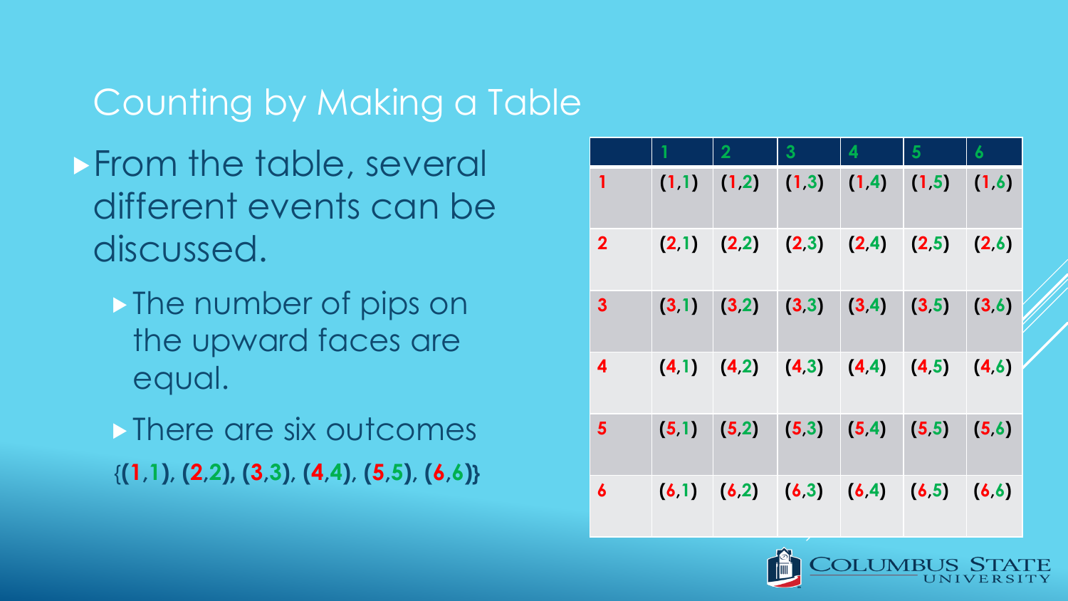# Counting by Making a Table

- From the table, several different events can be discussed.
  - The number of pips on the upward faces are equal.
  - There are six outcomes

{**(1,1)**, **(2,2)**, **(3,3)**, **(4,4)**, **(5,5)**, **(6,6)**}

| | 1 | 2 | 3 | 4 | 5 | 6 |
|---|---|---|---|---|---|---|
| 1 | (1,1) | (1,2) | (1,3) | (1,4) | (1,5) | (1,6) |
| 2 | (2,1) | (2,2) | (2,3) | (2,4) | (2,5) | (2,6) |
| 3 | (3,1) | (3,2) | (3,3) | (3,4) | (3,5) | (3,6) |
| 4 | (4,1) | (4,2) | (4,3) | (4,4) | (4,5) | (4,6) |
| 5 | (5,1) | (5,2) | (5,3) | (5,4) | (5,5) | (5,6) |
| 6 | (6,1) | (6,2) | (6,3) | (6,4) | (6,5) | (6,6) |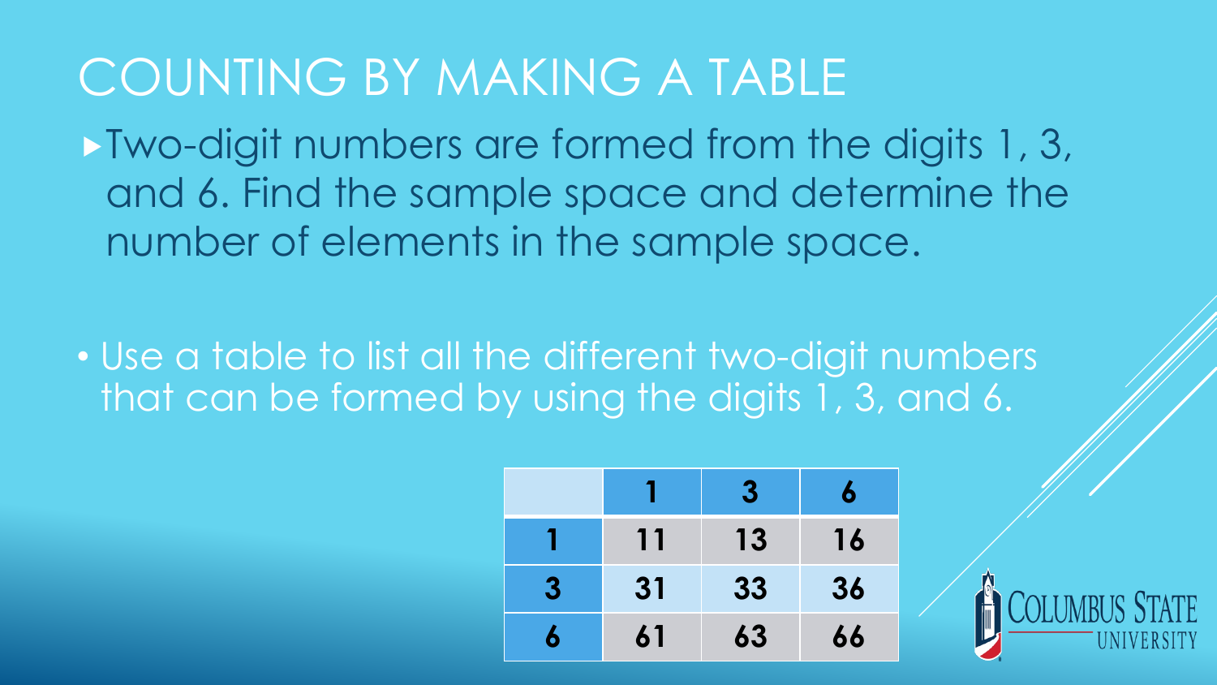# COUNTING BY MAKING A TABLE

- Two-digit numbers are formed from the digits 1, 3, and 6. Find the sample space and determine the number of elements in the sample space.

- Use a table to list all the different two-digit numbers that can be formed by using the digits 1, 3, and 6.

| | **1** | **3** | **6** |
|---|---|---|---|
| **1** | **11** | **13** | **16** |
| **3** | **31** | **33** | **36** |
| **6** | **61** | **63** | **66** |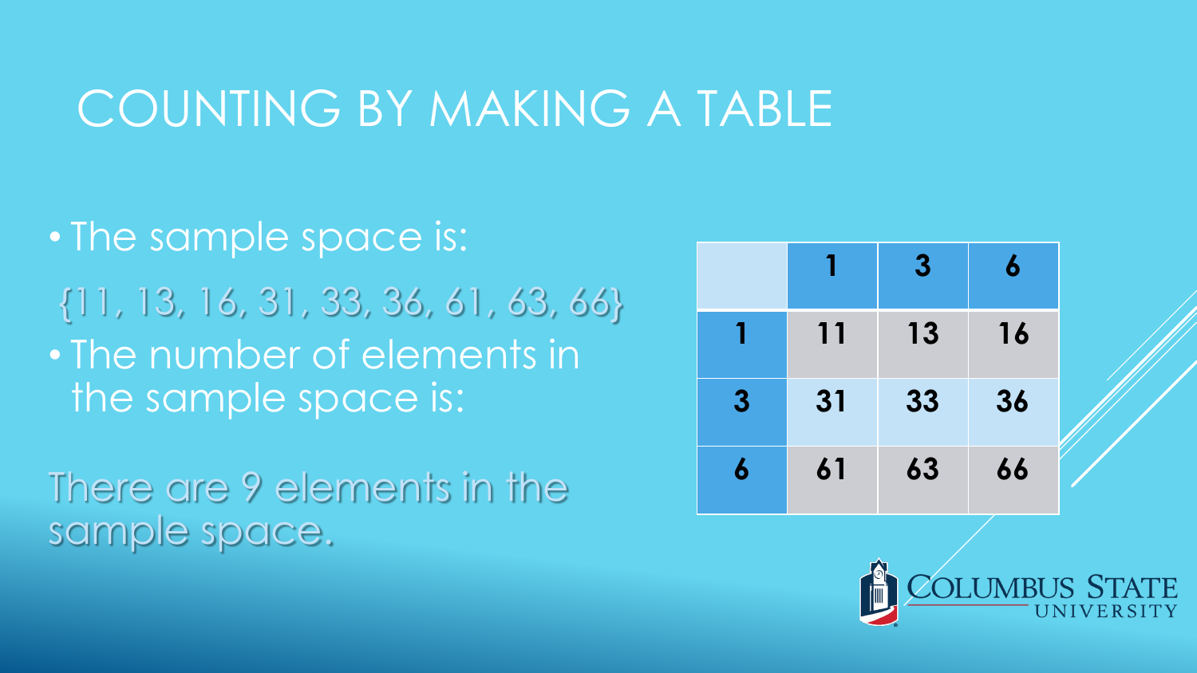# COUNTING BY MAKING A TABLE

- The sample space is:

{11, 13, 16, 31, 33, 36, 61, 63, 66}

- The number of elements in the sample space is:

There are 9 elements in the sample space.

| | **1** | **3** | **6** |
|---|---|---|---|
| **1** | **11** | **13** | **16** |
| **3** | **31** | **33** | **36** |
| **6** | **61** | **63** | **66** |